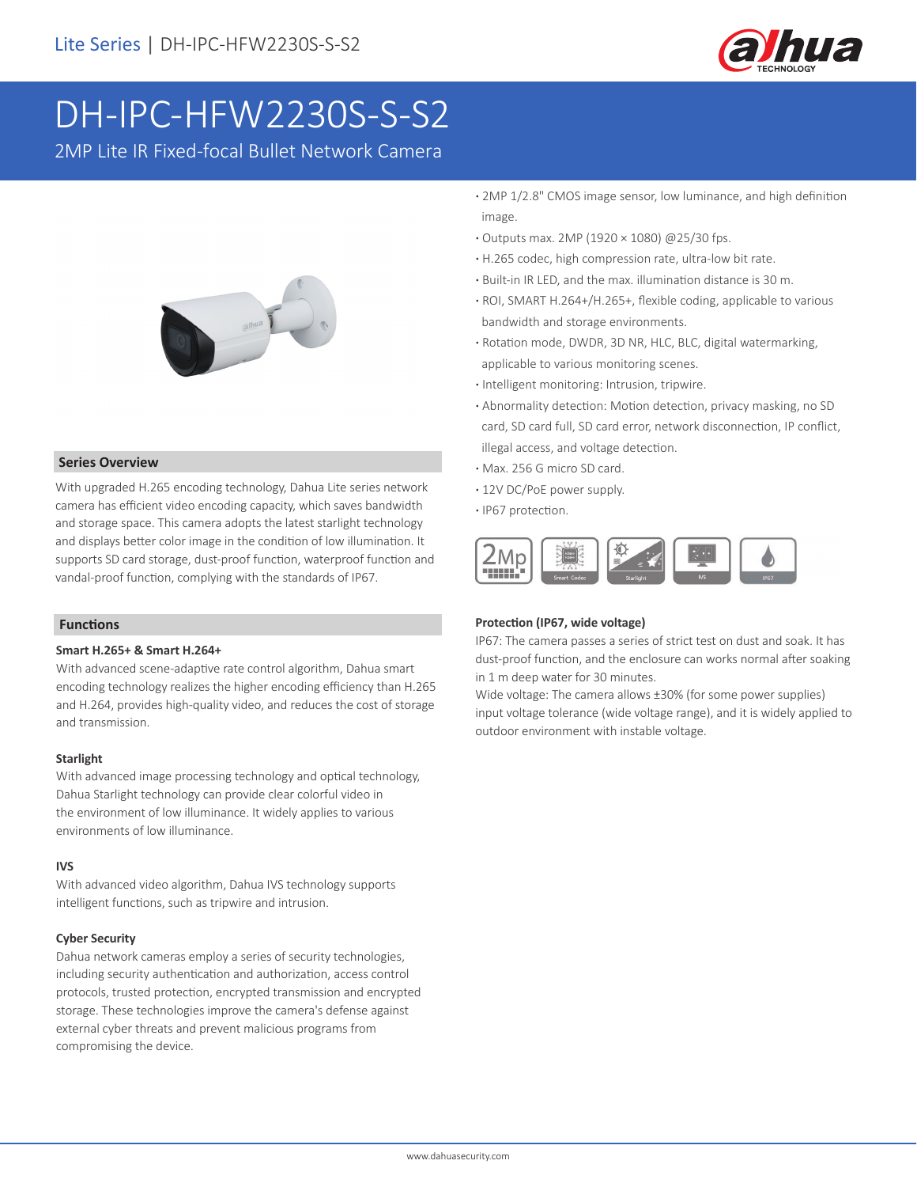# DH-IPC-HFW2230S-S-S2

2MP Lite IR Fixed-focal Bullet Network Camera

- 2MP 1/2.8" CMOS image sensor, low luminance, and high definition image.
- Outputs max. 2MP (1920 × 1080) @25/30 fps.
- H.265 codec, high compression rate, ultra-low bit rate.
- Built-in IR LED, and the max. illumination distance is 30 m.
- ROI, SMART H.264+/H.265+, flexible coding, applicable to various bandwidth and storage environments.
- Rotation mode, DWDR, 3D NR, HLC, BLC, digital watermarking, applicable to various monitoring scenes.
- Intelligent monitoring: Intrusion, tripwire.
- Abnormality detection: Motion detection, privacy masking, no SD card, SD card full, SD card error, network disconnection, IP conflict, illegal access, and voltage detection.
- Max. 256 G micro SD card.
- 12V DC/PoE power supply.
- IP67 protection.

2Mp | Smart Codec | Starlight | IVS | IP67

## Series Overview

With upgraded H.265 encoding technology, Dahua Lite series network camera has efficient video encoding capacity, which saves bandwidth and storage space. This camera adopts the latest starlight technology and displays better color image in the condition of low illumination. It supports SD card storage, dust-proof function, waterproof function and vandal-proof function, complying with the standards of IP67.

## Functions

### Smart H.265+ & Smart H.264+

With advanced scene-adaptive rate control algorithm, Dahua smart encoding technology realizes the higher encoding efficiency than H.265 and H.264, provides high-quality video, and reduces the cost of storage and transmission.

### Starlight

With advanced image processing technology and optical technology, Dahua Starlight technology can provide clear colorful video in the environment of low illuminance. It widely applies to various environments of low illuminance.

### IVS

With advanced video algorithm, Dahua IVS technology supports intelligent functions, such as tripwire and intrusion.

### Cyber Security

Dahua network cameras employ a series of security technologies, including security authentication and authorization, access control protocols, trusted protection, encrypted transmission and encrypted storage. These technologies improve the camera's defense against external cyber threats and prevent malicious programs from compromising the device.

### Protection (IP67, wide voltage)

IP67: The camera passes a series of strict test on dust and soak. It has dust-proof function, and the enclosure can works normal after soaking in 1 m deep water for 30 minutes.

Wide voltage: The camera allows ±30% (for some power supplies) input voltage tolerance (wide voltage range), and it is widely applied to outdoor environment with instable voltage.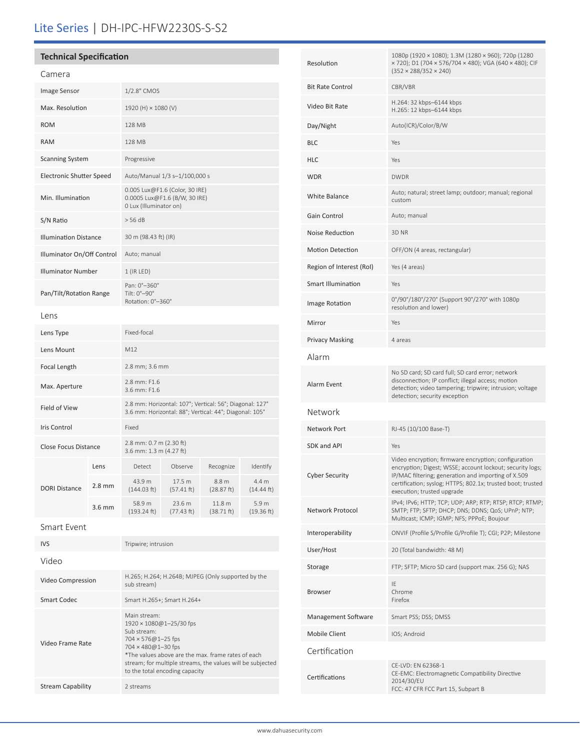# Lite Series | DH-IPC-HFW2230S-S-S2

## Technical Specification

### Camera

| | |
|---|---|
| Image Sensor | 1/2.8" CMOS |
| Max. Resolution | 1920 (H) × 1080 (V) |
| ROM | 128 MB |
| RAM | 128 MB |
| Scanning System | Progressive |
| Electronic Shutter Speed | Auto/Manual 1/3 s–1/100,000 s |
| Min. Illumination | 0.005 Lux@F1.6 (Color, 30 IRE)<br>0.0005 Lux@F1.6 (B/W, 30 IRE)<br>0 Lux (Illuminator on) |
| S/N Ratio | > 56 dB |
| Illumination Distance | 30 m (98.43 ft) (IR) |
| Illuminator On/Off Control | Auto; manual |
| Illuminator Number | 1 (IR LED) |
| Pan/Tilt/Rotation Range | Pan: 0°–360°<br>Tilt: 0°–90°<br>Rotation: 0°–360° |

### Lens

| | | | | | |
|---|---|---|---|---|---|
| Lens Type | Fixed-focal | | | | |
| Lens Mount | M12 | | | | |
| Focal Length | 2.8 mm; 3.6 mm | | | | |
| Max. Aperture | 2.8 mm: F1.6<br>3.6 mm: F1.6 | | | | |
| Field of View | 2.8 mm: Horizontal: 107°; Vertical: 56°; Diagonal: 127°<br>3.6 mm: Horizontal: 88°; Vertical: 44°; Diagonal: 105° | | | | |
| Iris Control | Fixed | | | | |
| Close Focus Distance | 2.8 mm: 0.7 m (2.30 ft)<br>3.6 mm: 1.3 m (4.27 ft) | | | | |
| DORI Distance | Lens | Detect | Observe | Recognize | Identify |
| | 2.8 mm | 43.9 m (144.03 ft) | 17.5 m (57.41 ft) | 8.8 m (28.87 ft) | 4.4 m (14.44 ft) |
| | 3.6 mm | 58.9 m (193.24 ft) | 23.6 m (77.43 ft) | 11.8 m (38.71 ft) | 5.9 m (19.36 ft) |

### Smart Event

| | |
|---|---|
| IVS | Tripwire; intrusion |

### Video

| | |
|---|---|
| Video Compression | H.265; H.264; H.264B; MJPEG (Only supported by the sub stream) |
| Smart Codec | Smart H.265+; Smart H.264+ |
| Video Frame Rate | Main stream:<br>1920 × 1080@1–25/30 fps<br>Sub stream:<br>704 × 576@1–25 fps<br>704 × 480@1–30 fps<br>*The values above are the max. frame rates of each stream; for multiple streams, the values will be subjected to the total encoding capacity |
| Stream Capability | 2 streams |
| Resolution | 1080p (1920 × 1080); 1.3M (1280 × 960); 720p (1280 × 720); D1 (704 × 576/704 × 480); VGA (640 × 480); CIF (352 × 288/352 × 240) |
| Bit Rate Control | CBR/VBR |
| Video Bit Rate | H.264: 32 kbps–6144 kbps<br>H.265: 12 kbps–6144 kbps |
| Day/Night | Auto(ICR)/Color/B/W |
| BLC | Yes |
| HLC | Yes |
| WDR | DWDR |
| White Balance | Auto; natural; street lamp; outdoor; manual; regional custom |
| Gain Control | Auto; manual |
| Noise Reduction | 3D NR |
| Motion Detection | OFF/ON (4 areas, rectangular) |
| Region of Interest (RoI) | Yes (4 areas) |
| Smart Illumination | Yes |
| Image Rotation | 0°/90°/180°/270° (Support 90°/270° with 1080p resolution and lower) |
| Mirror | Yes |
| Privacy Masking | 4 areas |

### Alarm

| | |
|---|---|
| Alarm Event | No SD card; SD card full; SD card error; network disconnection; IP conflict; illegal access; motion detection; video tampering; tripwire; intrusion; voltage detection; security exception |

### Network

| | |
|---|---|
| Network Port | RJ-45 (10/100 Base-T) |
| SDK and API | Yes |
| Cyber Security | Video encryption; firmware encryption; configuration encryption; Digest; WSSE; account lockout; security logs; IP/MAC filtering; generation and importing of X.509 certification; syslog; HTTPS; 802.1x; trusted boot; trusted execution; trusted upgrade |
| Network Protocol | IPv4; IPv6; HTTP; TCP; UDP; ARP; RTP; RTSP; RTCP; RTMP; SMTP; FTP; SFTP; DHCP; DNS; DDNS; QoS; UPnP; NTP; Multicast; ICMP; IGMP; NFS; PPPoE; Boujour |
| Interoperability | ONVIF (Profile S/Profile G/Profile T); CGI; P2P; Milestone |
| User/Host | 20 (Total bandwidth: 48 M) |
| Storage | FTP; SFTP; Micro SD card (support max. 256 G); NAS |
| Browser | IE<br>Chrome<br>Firefox |
| Management Software | Smart PSS; DSS; DMSS |
| Mobile Client | IOS; Android |

### Certification

| | |
|---|---|
| Certifications | CE-LVD: EN 62368-1<br>CE-EMC: Electromagnetic Compatibility Directive 2014/30/EU<br>FCC: 47 CFR FCC Part 15, Subpart B |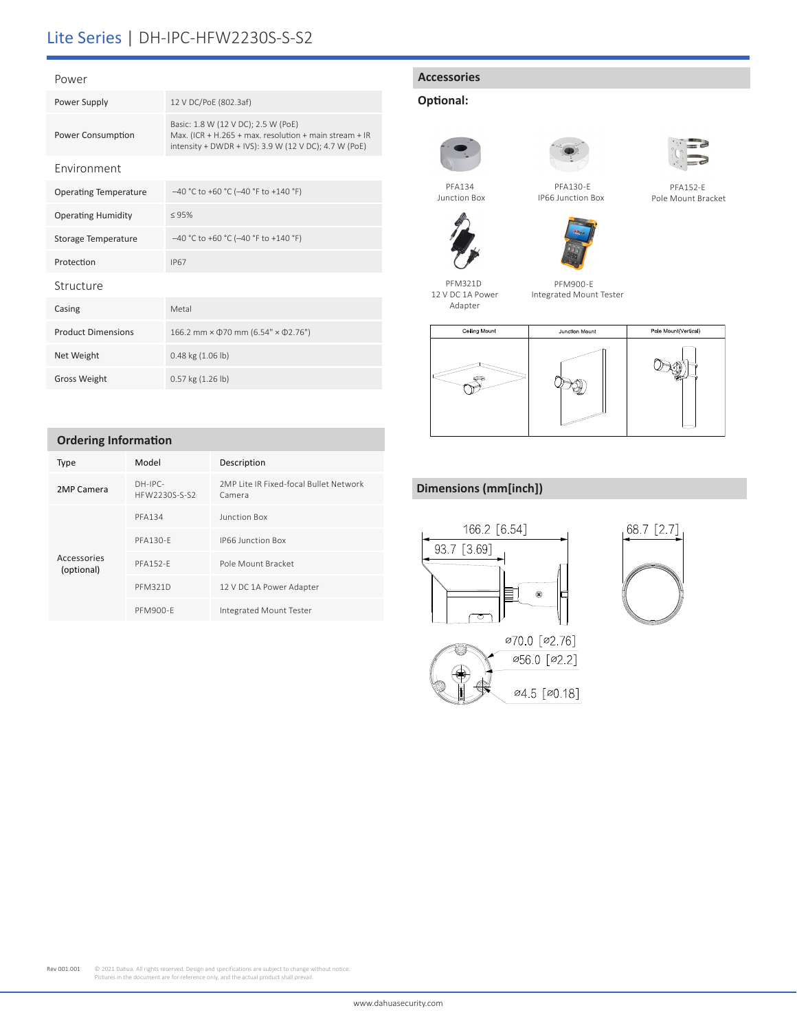## Power

| | |
|---|---|
| Power Supply | 12 V DC/PoE (802.3af) |
| Power Consumption | Basic: 1.8 W (12 V DC); 2.5 W (PoE)<br>Max. (ICR + H.265 + max. resolution + main stream + IR intensity + DWDR + IVS): 3.9 W (12 V DC); 4.7 W (PoE) |

## Environment

| | |
|---|---|
| Operating Temperature | –40 °C to +60 °C (–40 °F to +140 °F) |
| Operating Humidity | ≤ 95% |
| Storage Temperature | –40 °C to +60 °C (–40 °F to +140 °F) |
| Protection | IP67 |

## Structure

| | |
|---|---|
| Casing | Metal |
| Product Dimensions | 166.2 mm × Φ70 mm (6.54" × Φ2.76") |
| Net Weight | 0.48 kg (1.06 lb) |
| Gross Weight | 0.57 kg (1.26 lb) |

## Ordering Information

| Type | Model | Description |
|---|---|---|
| 2MP Camera | DH-IPC-HFW2230S-S-S2 | 2MP Lite IR Fixed-focal Bullet Network Camera |
| Accessories (optional) | PFA134 | Junction Box |
| | PFA130-E | IP66 Junction Box |
| | PFA152-E | Pole Mount Bracket |
| | PFM321D | 12 V DC 1A Power Adapter |
| | PFM900-E | Integrated Mount Tester |

## Accessories

**Optional:**

PFA134
Junction Box

PFA130-E
IP66 Junction Box

PFA152-E
Pole Mount Bracket

PFM321D
12 V DC 1A Power Adapter

PFM900-E
Integrated Mount Tester

Ceiling Mount

Junction Mount

Pole Mount(Vertical)

## Dimensions (mm[inch])

166.2 [6.54]

93.7 [3.69]

68.7 [2.7]

ø70.0 [ø2.76]

ø56.0 [ø2.2]

ø4.5 [ø0.18]

Rev 001.001 © 2021 Dahua. All rights reserved. Design and specifications are subject to change without notice.
Pictures in the document are for reference only, and the actual product shall prevail.